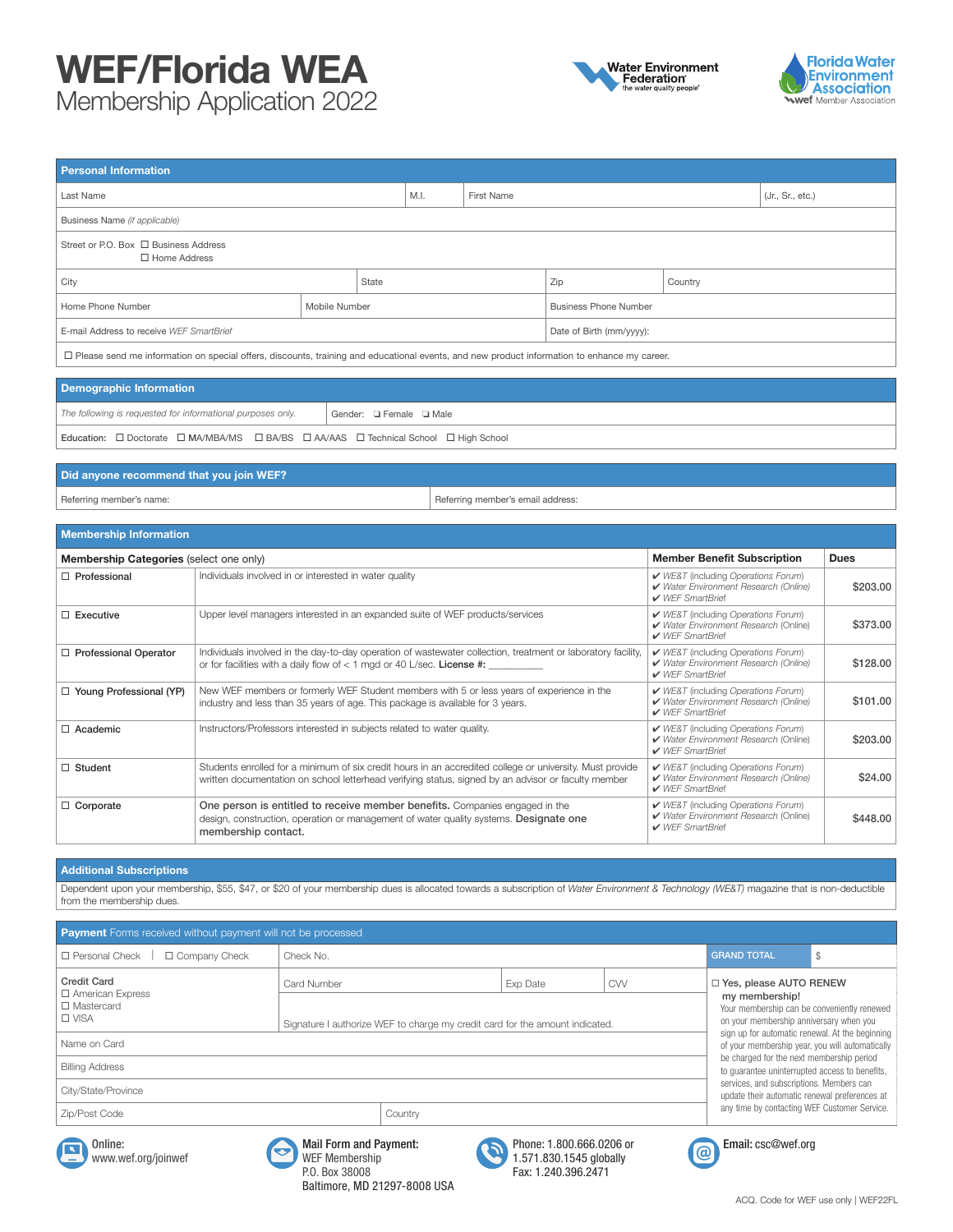# WEF/Florida WEA
Membership Application 2022

Water Environment Federation — the water quality people

Florida Water Environment Association — wef Member Association

## Personal Information

| | | | |
|---|---|---|---|
| Last Name | M.I. | First Name | (Jr., Sr., etc.) |

Business Name *(if applicable)*

Street or P.O. Box ☐ Business Address ☐ Home Address

| | | | |
|---|---|---|---|
| City | State | Zip | Country |

| | | |
|---|---|---|
| Home Phone Number | Mobile Number | Business Phone Number |

| | |
|---|---|
| E-mail Address to receive *WEF SmartBrief* | Date of Birth (mm/yyyy): |

☐ Please send me information on special offers, discounts, training and educational events, and new product information to enhance my career.

## Demographic Information

*The following is requested for informational purposes only.* Gender: ❑ Female ❑ Male

Education: ☐ Doctorate ☐ MA/MBA/MS ☐ BA/BS ☐ AA/AAS ☐ Technical School ☐ High School

## Did anyone recommend that you join WEF?

| | |
|---|---|
| Referring member's name: | Referring member's email address: |

## Membership Information

| **Membership Categories** (select one only) | | **Member Benefit Subscription** | **Dues** |
|---|---|---|---|
| ☐ Professional | Individuals involved in or interested in water quality | ✔ *WE&T (including Operations Forum)* ✔ *Water Environment Research (Online)* ✔ *WEF SmartBrief* | $203.00 |
| ☐ Executive | Upper level managers interested in an expanded suite of WEF products/services | ✔ *WE&T (including Operations Forum)* ✔ *Water Environment Research (Online)* ✔ *WEF SmartBrief* | $373.00 |
| ☐ Professional Operator | Individuals involved in the day-to-day operation of wastewater collection, treatment or laboratory facility, or for facilities with a daily flow of < 1 mgd or 40 L/sec. **License #:** ________ | ✔ *WE&T (including Operations Forum)* ✔ *Water Environment Research (Online)* ✔ *WEF SmartBrief* | $128.00 |
| ☐ Young Professional (YP) | New WEF members or formerly WEF Student members with 5 or less years of experience in the industry and less than 35 years of age. This package is available for 3 years. | ✔ *WE&T (including Operations Forum)* ✔ *Water Environment Research (Online)* ✔ *WEF SmartBrief* | $101.00 |
| ☐ Academic | Instructors/Professors interested in subjects related to water quality. | ✔ *WE&T (including Operations Forum)* ✔ *Water Environment Research (Online)* ✔ *WEF SmartBrief* | $203.00 |
| ☐ Student | Students enrolled for a minimum of six credit hours in an accredited college or university. Must provide written documentation on school letterhead verifying status, signed by an advisor or faculty member | ✔ *WE&T (including Operations Forum)* ✔ *Water Environment Research (Online)* ✔ *WEF SmartBrief* | $24.00 |
| ☐ Corporate | **One person is entitled to receive member benefits.** Companies engaged in the design, construction, operation or management of water quality systems. **Designate one membership contact.** | ✔ *WE&T (including Operations Forum)* ✔ *Water Environment Research (Online)* ✔ *WEF SmartBrief* | $448.00 |

## Additional Subscriptions

Dependent upon your membership, $55, $47, or $20 of your membership dues is allocated towards a subscription of *Water Environment & Technology (WE&T)* magazine that is non-deductible from the membership dues.

## Payment Forms received without payment will not be processed

| | | | |
|---|---|---|---|
| ☐ Personal Check \| ☐ Company Check | Check No. | | GRAND TOTAL $ |
| Credit Card ☐ American Express ☐ Mastercard ☐ VISA | Card Number | Exp Date | CVV |
| | Signature I authorize WEF to charge my credit card for the amount indicated. | | |
| Name on Card | | | |
| Billing Address | | | |
| City/State/Province | | | |
| Zip/Post Code | Country | | |

☐ **Yes, please AUTO RENEW my membership!**
Your membership can be conveniently renewed on your membership anniversary when you sign up for automatic renewal. At the beginning of your membership year, you will automatically be charged for the next membership period to guarantee uninterrupted access to benefits, services, and subscriptions. Members can update their automatic renewal preferences at any time by contacting WEF Customer Service.

**Online:** www.wef.org/joinwef

**Mail Form and Payment:** WEF Membership P.O. Box 38008 Baltimore, MD 21297-8008 USA

**Phone:** 1.800.666.0206 or 1.571.830.1545 globally Fax: 1.240.396.2471

**Email:** csc@wef.org

ACQ. Code for WEF use only | WEF22FL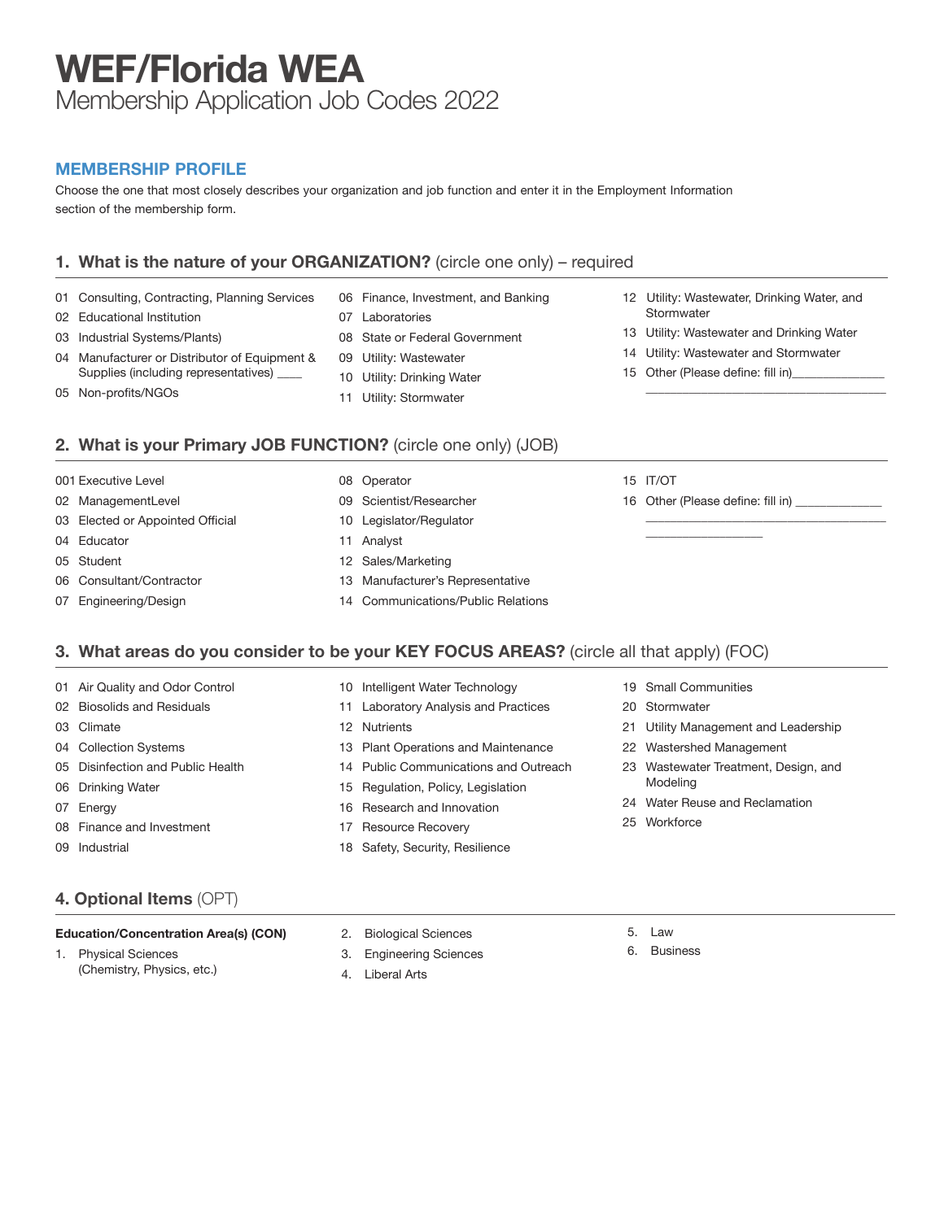# WEF/Florida WEA

Membership Application Job Codes 2022

## MEMBERSHIP PROFILE

Choose the one that most closely describes your organization and job function and enter it in the Employment Information section of the membership form.

### 1. What is the nature of your ORGANIZATION? (circle one only) – required

01 Consulting, Contracting, Planning Services
02 Educational Institution
03 Industrial Systems/Plants)
04 Manufacturer or Distributor of Equipment & Supplies (including representatives) ____
05 Non-profits/NGOs
06 Finance, Investment, and Banking
07 Laboratories
08 State or Federal Government
09 Utility: Wastewater
10 Utility: Drinking Water
11 Utility: Stormwater
12 Utility: Wastewater, Drinking Water, and Stormwater
13 Utility: Wastewater and Drinking Water
14 Utility: Wastewater and Stormwater
15 Other (Please define: fill in)______________
_____________________________________

### 2. What is your Primary JOB FUNCTION? (circle one only) (JOB)

001 Executive Level
02 ManagementLevel
03 Elected or Appointed Official
04 Educator
05 Student
06 Consultant/Contractor
07 Engineering/Design
08 Operator
09 Scientist/Researcher
10 Legislator/Regulator
11 Analyst
12 Sales/Marketing
13 Manufacturer's Representative
14 Communications/Public Relations
15 IT/OT
16 Other (Please define: fill in) _____________
_____________________________________
__________________

### 3. What areas do you consider to be your KEY FOCUS AREAS? (circle all that apply) (FOC)

01 Air Quality and Odor Control
02 Biosolids and Residuals
03 Climate
04 Collection Systems
05 Disinfection and Public Health
06 Drinking Water
07 Energy
08 Finance and Investment
09 Industrial
10 Intelligent Water Technology
11 Laboratory Analysis and Practices
12 Nutrients
13 Plant Operations and Maintenance
14 Public Communications and Outreach
15 Regulation, Policy, Legislation
16 Research and Innovation
17 Resource Recovery
18 Safety, Security, Resilience
19 Small Communities
20 Stormwater
21 Utility Management and Leadership
22 Watershed Management
23 Wastewater Treatment, Design, and Modeling
24 Water Reuse and Reclamation
25 Workforce

### 4. Optional Items (OPT)

**Education/Concentration Area(s) (CON)**

1. Physical Sciences (Chemistry, Physics, etc.)
2. Biological Sciences
3. Engineering Sciences
4. Liberal Arts
5. Law
6. Business